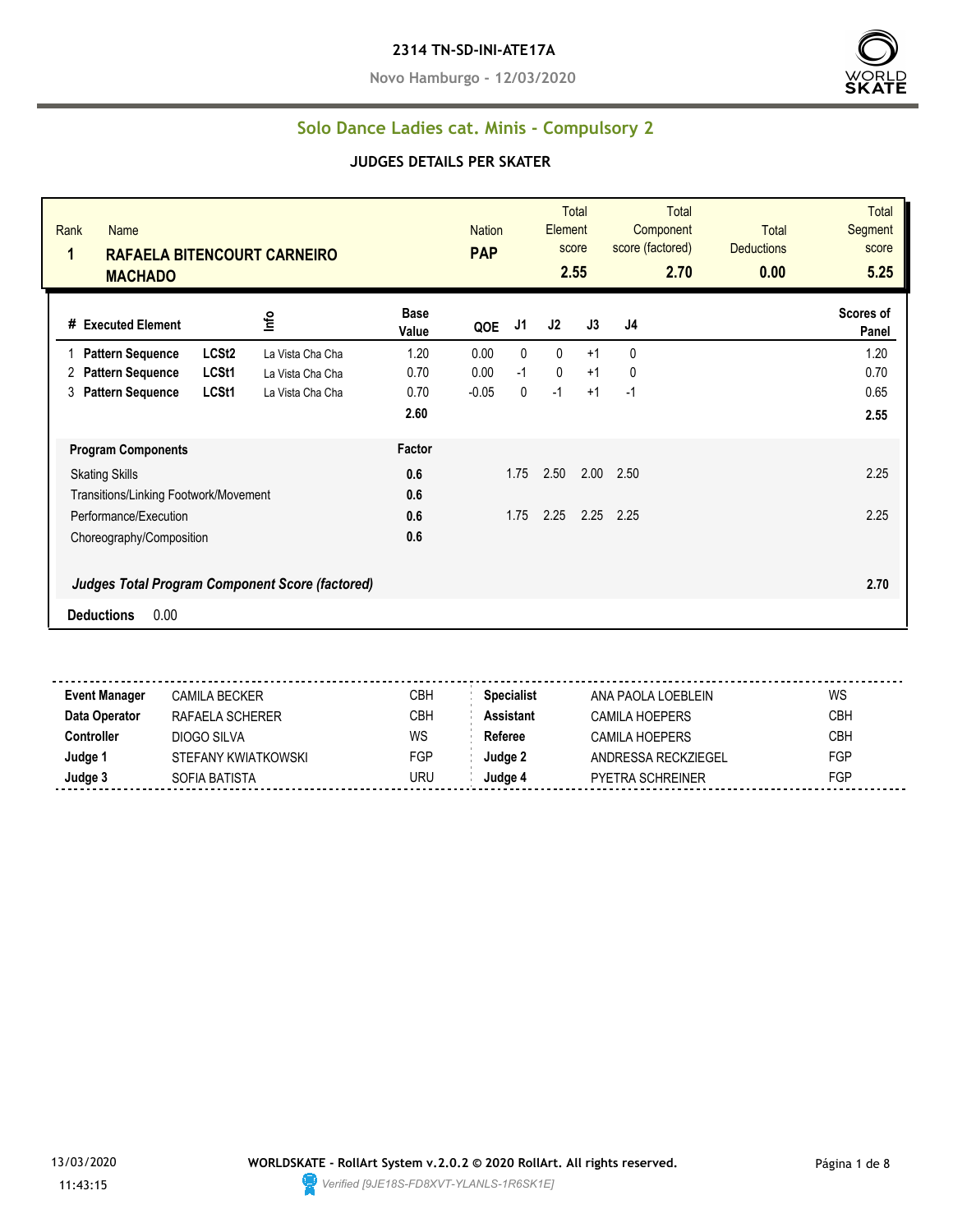**2314 TN-SD-INI-ATE17A**

**Novo Hamburgo - 12/03/2020**

## Solo Dance Ladies cat. Minis - Compulsory 2

### JUDGES DETAILS PER SKATER

| Rank | Name | Nation | Total Element score | Total Component score (factored) | Total Deductions | Total Segment score |
|---|---|---|---|---|---|---|
| 1 | RAFAELA BITENCOURT CARNEIRO MACHADO | PAP | 2.55 | 2.70 | 0.00 | 5.25 |

| # | Executed Element | | Info | Base Value | QOE | J1 | J2 | J3 | J4 | Scores of Panel |
|---|---|---|---|---|---|---|---|---|---|---|
| 1 | Pattern Sequence | LCSt2 | La Vista Cha Cha | 1.20 | 0.00 | 0 | 0 | +1 | 0 | 1.20 |
| 2 | Pattern Sequence | LCSt1 | La Vista Cha Cha | 0.70 | 0.00 | -1 | 0 | +1 | 0 | 0.70 |
| 3 | Pattern Sequence | LCSt1 | La Vista Cha Cha | 0.70 | -0.05 | 0 | -1 | +1 | -1 | 0.65 |
| | | | | 2.60 | | | | | | 2.55 |

| Program Components | Factor | J1 | J2 | J3 | J4 | |
|---|---|---|---|---|---|---|
| Skating Skills | 0.6 | 1.75 | 2.50 | 2.00 | 2.50 | 2.25 |
| Transitions/Linking Footwork/Movement | 0.6 | | | | | |
| Performance/Execution | 0.6 | 1.75 | 2.25 | 2.25 | 2.25 | 2.25 |
| Choreography/Composition | 0.6 | | | | | |
| ***Judges Total Program Component Score (factored)*** | | | | | | 2.70 |

**Deductions** 0.00

| | | | | | |
|---|---|---|---|---|---|
| **Event Manager** | CAMILA BECKER | CBH | **Specialist** | ANA PAOLA LOEBLEIN | WS |
| **Data Operator** | RAFAELA SCHERER | CBH | **Assistant** | CAMILA HOEPERS | CBH |
| **Controller** | DIOGO SILVA | WS | **Referee** | CAMILA HOEPERS | CBH |
| **Judge 1** | STEFANY KWIATKOWSKI | FGP | **Judge 2** | ANDRESSA RECKZIEGEL | FGP |
| **Judge 3** | SOFIA BATISTA | URU | **Judge 4** | PYETRA SCHREINER | FGP |

13/03/2020 11:43:15

**WORLDSKATE - RollArt System v.2.0.2 © 2020 RollArt. All rights reserved.**

*Verified [9JE18S-FD8XVT-YLANLS-1R6SK1E]*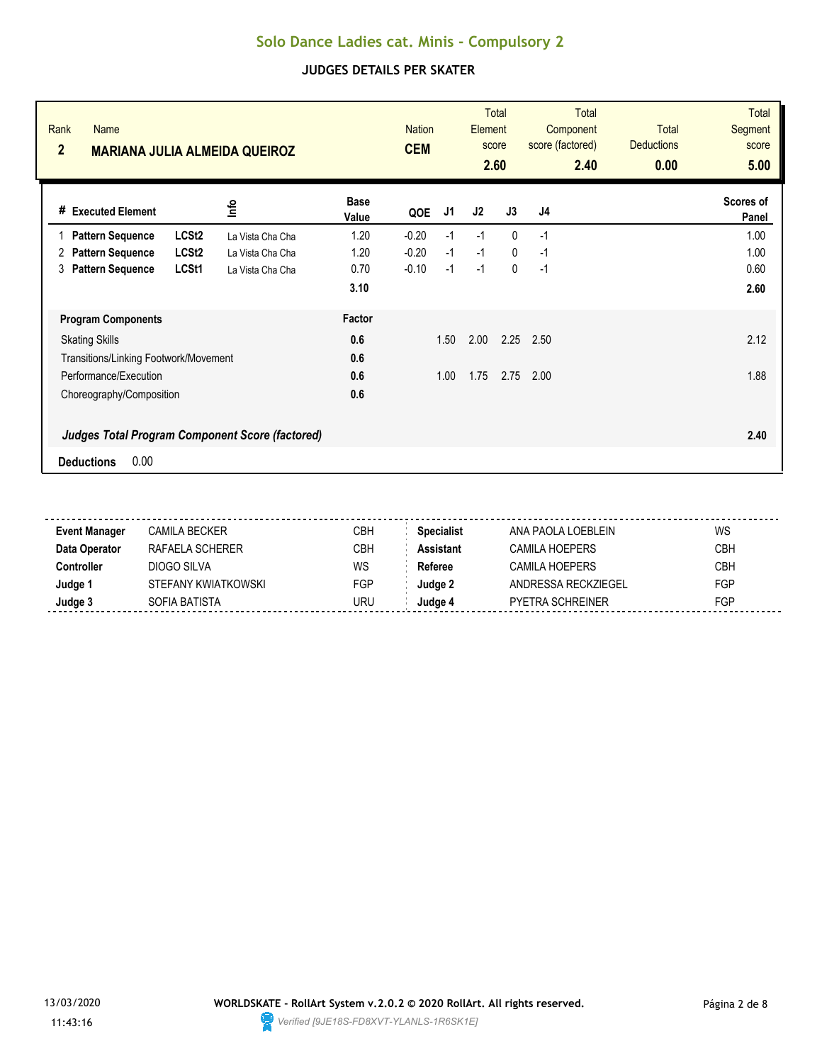# Solo Dance Ladies cat. Minis - Compulsory 2

## JUDGES DETAILS PER SKATER

| Rank | Name | Nation | Total Element score | Total Component score (factored) | Total Deductions | Total Segment score |
|---|---|---|---|---|---|---|
| **2** | **MARIANA JULIA ALMEIDA QUEIROZ** | **CEM** | **2.60** | **2.40** | **0.00** | **5.00** |

| # | Executed Element | | Info | Base Value | QOE | J1 | J2 | J3 | J4 | Scores of Panel |
|---|---|---|---|---|---|---|---|---|---|---|
| 1 | **Pattern Sequence** | **LCSt2** | La Vista Cha Cha | 1.20 | -0.20 | -1 | -1 | 0 | -1 | 1.00 |
| 2 | **Pattern Sequence** | **LCSt2** | La Vista Cha Cha | 1.20 | -0.20 | -1 | -1 | 0 | -1 | 1.00 |
| 3 | **Pattern Sequence** | **LCSt1** | La Vista Cha Cha | 0.70 | -0.10 | -1 | -1 | 0 | -1 | 0.60 |
| | | | | **3.10** | | | | | | **2.60** |

| **Program Components** | **Factor** | J1 | J2 | J3 | J4 | |
|---|---|---|---|---|---|---|
| Skating Skills | **0.6** | 1.50 | 2.00 | 2.25 | 2.50 | 2.12 |
| Transitions/Linking Footwork/Movement | **0.6** | | | | | |
| Performance/Execution | **0.6** | 1.00 | 1.75 | 2.75 | 2.00 | 1.88 |
| Choreography/Composition | **0.6** | | | | | |
| ***Judges Total Program Component Score (factored)*** | | | | | | **2.40** |

**Deductions** 0.00

| | | | | | |
|---|---|---|---|---|---|
| **Event Manager** | CAMILA BECKER | CBH | **Specialist** | ANA PAOLA LOEBLEIN | WS |
| **Data Operator** | RAFAELA SCHERER | CBH | **Assistant** | CAMILA HOEPERS | CBH |
| **Controller** | DIOGO SILVA | WS | **Referee** | CAMILA HOEPERS | CBH |
| **Judge 1** | STEFANY KWIATKOWSKI | FGP | **Judge 2** | ANDRESSA RECKZIEGEL | FGP |
| **Judge 3** | SOFIA BATISTA | URU | **Judge 4** | PYETRA SCHREINER | FGP |

13/03/2020 11:43:16

**WORLDSKATE - RollArt System v.2.0.2 © 2020 RollArt. All rights reserved.**

*Verified [9JE18S-FD8XVT-YLANLS-1R6SK1E]*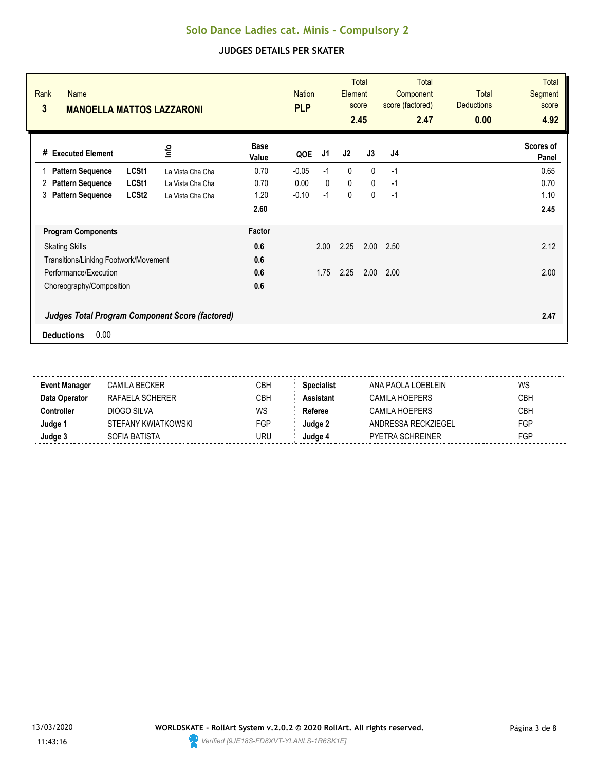# Solo Dance Ladies cat. Minis - Compulsory 2

## JUDGES DETAILS PER SKATER

| Rank | Name | Nation | Total Element score | Total Component score (factored) | Total Deductions | Total Segment score |
|---|---|---|---|---|---|---|
| 3 | **MANOELLA MATTOS LAZZARONI** | **PLP** | **2.45** | **2.47** | **0.00** | **4.92** |

| # | Executed Element | | Info | Base Value | QOE | J1 | J2 | J3 | J4 | Scores of Panel |
|---|---|---|---|---|---|---|---|---|---|---|
| 1 | **Pattern Sequence** | **LCSt1** | La Vista Cha Cha | 0.70 | -0.05 | -1 | 0 | 0 | -1 | 0.65 |
| 2 | **Pattern Sequence** | **LCSt1** | La Vista Cha Cha | 0.70 | 0.00 | 0 | 0 | 0 | -1 | 0.70 |
| 3 | **Pattern Sequence** | **LCSt2** | La Vista Cha Cha | 1.20 | -0.10 | -1 | 0 | 0 | -1 | 1.10 |
| | | | | **2.60** | | | | | | **2.45** |

| **Program Components** | **Factor** | J1 | J2 | J3 | J4 | |
|---|---|---|---|---|---|---|
| Skating Skills | **0.6** | 2.00 | 2.25 | 2.00 | 2.50 | 2.12 |
| Transitions/Linking Footwork/Movement | **0.6** | | | | | |
| Performance/Execution | **0.6** | 1.75 | 2.25 | 2.00 | 2.00 | 2.00 |
| Choreography/Composition | **0.6** | | | | | |
| ***Judges Total Program Component Score (factored)*** | | | | | | **2.47** |

**Deductions** 0.00

| | | | | | |
|---|---|---|---|---|---|
| **Event Manager** | CAMILA BECKER | CBH | **Specialist** | ANA PAOLA LOEBLEIN | WS |
| **Data Operator** | RAFAELA SCHERER | CBH | **Assistant** | CAMILA HOEPERS | CBH |
| **Controller** | DIOGO SILVA | WS | **Referee** | CAMILA HOEPERS | CBH |
| **Judge 1** | STEFANY KWIATKOWSKI | FGP | **Judge 2** | ANDRESSA RECKZIEGEL | FGP |
| **Judge 3** | SOFIA BATISTA | URU | **Judge 4** | PYETRA SCHREINER | FGP |

13/03/2020 11:43:16

**WORLDSKATE - RollArt System v.2.0.2 © 2020 RollArt. All rights reserved.**

*Verified [9JE18S-FD8XVT-YLANLS-1R6SK1E]*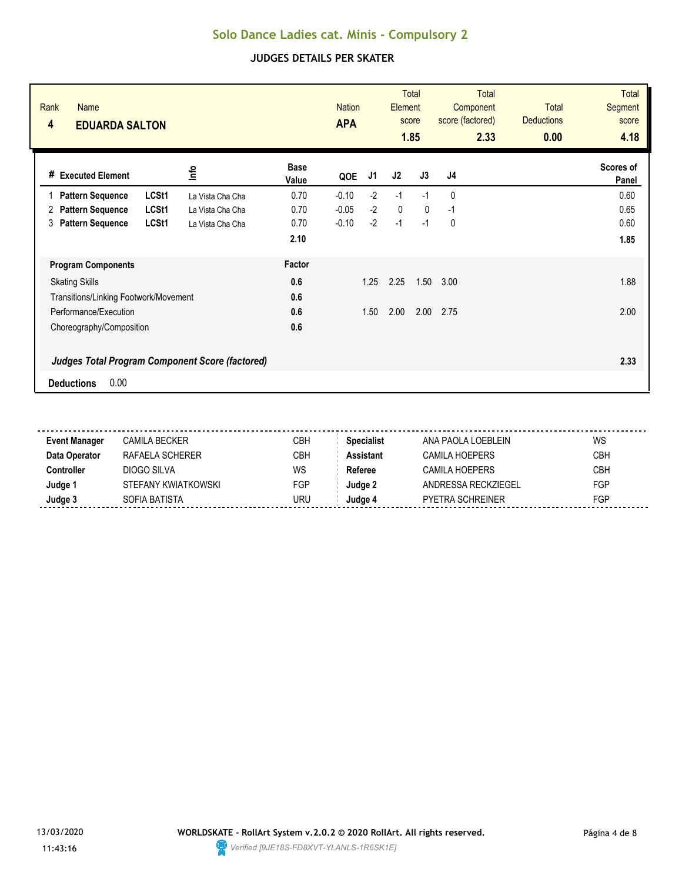# Solo Dance Ladies cat. Minis - Compulsory 2

## JUDGES DETAILS PER SKATER

| Rank | Name | Nation | Total Element score | Total Component score (factored) | Total Deductions | Total Segment score |
|---|---|---|---|---|---|---|
| 4 | **EDUARDA SALTON** | **APA** | **1.85** | **2.33** | **0.00** | **4.18** |

| # | Executed Element | | Info | Base Value | QOE | J1 | J2 | J3 | J4 | Scores of Panel |
|---|---|---|---|---|---|---|---|---|---|---|
| 1 | **Pattern Sequence** | **LCSt1** | La Vista Cha Cha | 0.70 | -0.10 | -2 | -1 | -1 | 0 | 0.60 |
| 2 | **Pattern Sequence** | **LCSt1** | La Vista Cha Cha | 0.70 | -0.05 | -2 | 0 | 0 | -1 | 0.65 |
| 3 | **Pattern Sequence** | **LCSt1** | La Vista Cha Cha | 0.70 | -0.10 | -2 | -1 | -1 | 0 | 0.60 |
| | | | | **2.10** | | | | | | **1.85** |

| Program Components | Factor | J1 | J2 | J3 | J4 | |
|---|---|---|---|---|---|---|
| Skating Skills | **0.6** | 1.25 | 2.25 | 1.50 | 3.00 | 1.88 |
| Transitions/Linking Footwork/Movement | **0.6** | | | | | |
| Performance/Execution | **0.6** | 1.50 | 2.00 | 2.00 | 2.75 | 2.00 |
| Choreography/Composition | **0.6** | | | | | |
| ***Judges Total Program Component Score (factored)*** | | | | | | **2.33** |

**Deductions** 0.00

| | | | | | |
|---|---|---|---|---|---|
| **Event Manager** | CAMILA BECKER | CBH | **Specialist** | ANA PAOLA LOEBLEIN | WS |
| **Data Operator** | RAFAELA SCHERER | CBH | **Assistant** | CAMILA HOEPERS | CBH |
| **Controller** | DIOGO SILVA | WS | **Referee** | CAMILA HOEPERS | CBH |
| **Judge 1** | STEFANY KWIATKOWSKI | FGP | **Judge 2** | ANDRESSA RECKZIEGEL | FGP |
| **Judge 3** | SOFIA BATISTA | URU | **Judge 4** | PYETRA SCHREINER | FGP |

13/03/2020 11:43:16

**WORLDSKATE - RollArt System v.2.0.2 © 2020 RollArt. All rights reserved.**

*Verified [9JE18S-FD8XVT-YLANLS-1R6SK1E]*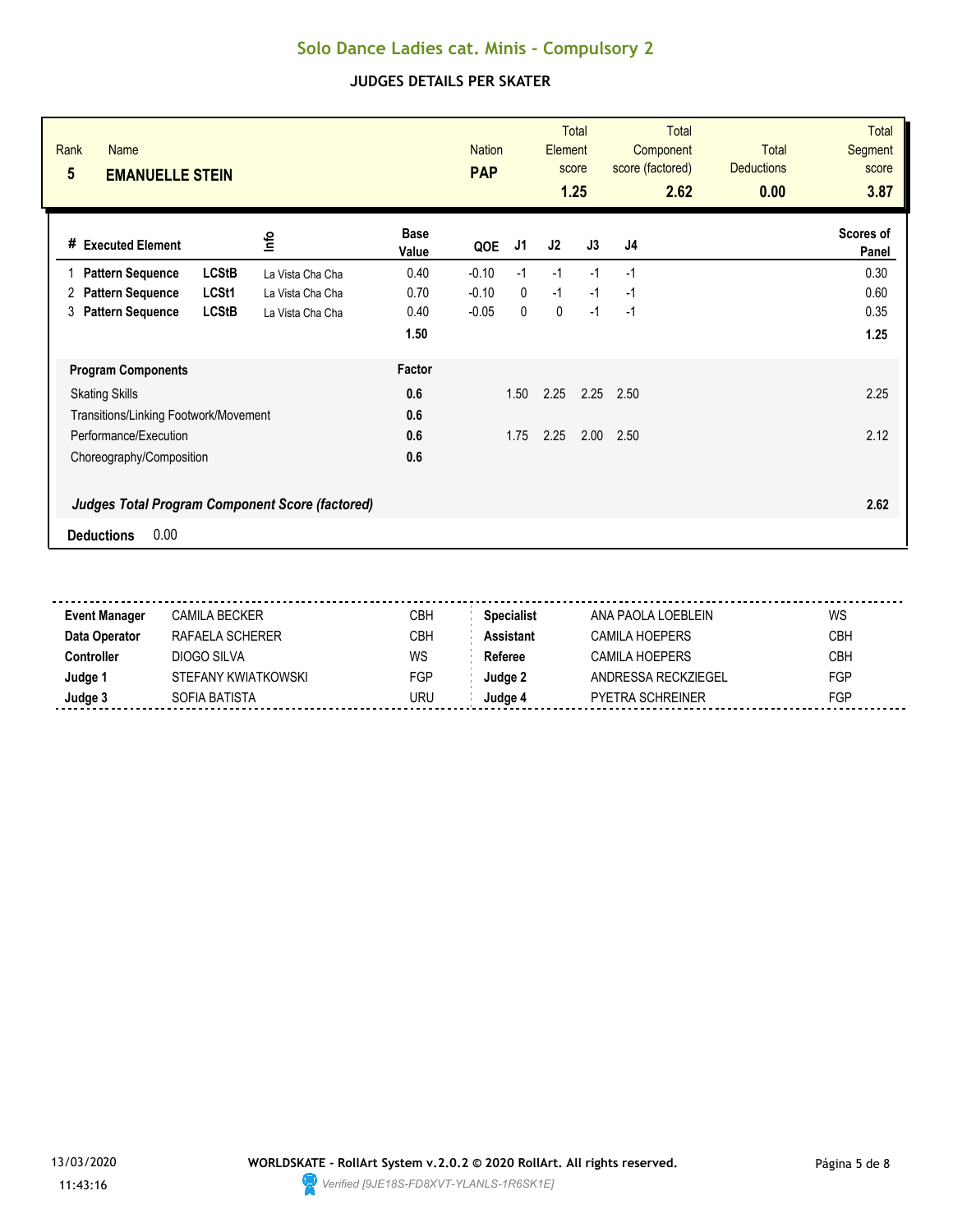# Solo Dance Ladies cat. Minis - Compulsory 2

## JUDGES DETAILS PER SKATER

| Rank | Name | Nation | Total Element score | Total Component score (factored) | Total Deductions | Total Segment score |
|---|---|---|---|---|---|---|
| 5 | **EMANUELLE STEIN** | **PAP** | **1.25** | **2.62** | **0.00** | **3.87** |

| # | Executed Element | | Info | Base Value | QOE | J1 | J2 | J3 | J4 | Scores of Panel |
|---|---|---|---|---|---|---|---|---|---|---|
| 1 | **Pattern Sequence** | **LCStB** | La Vista Cha Cha | 0.40 | -0.10 | -1 | -1 | -1 | -1 | 0.30 |
| 2 | **Pattern Sequence** | **LCSt1** | La Vista Cha Cha | 0.70 | -0.10 | 0 | -1 | -1 | -1 | 0.60 |
| 3 | **Pattern Sequence** | **LCStB** | La Vista Cha Cha | 0.40 | -0.05 | 0 | 0 | -1 | -1 | 0.35 |
| | | | | **1.50** | | | | | | **1.25** |

| **Program Components** | **Factor** | J1 | J2 | J3 | J4 | |
|---|---|---|---|---|---|---|
| Skating Skills | **0.6** | 1.50 | 2.25 | 2.25 | 2.50 | 2.25 |
| Transitions/Linking Footwork/Movement | **0.6** | | | | | |
| Performance/Execution | **0.6** | 1.75 | 2.25 | 2.00 | 2.50 | 2.12 |
| Choreography/Composition | **0.6** | | | | | |
| ***Judges Total Program Component Score (factored)*** | | | | | | **2.62** |

**Deductions** 0.00

| | | | | | |
|---|---|---|---|---|---|
| **Event Manager** | CAMILA BECKER | CBH | **Specialist** | ANA PAOLA LOEBLEIN | WS |
| **Data Operator** | RAFAELA SCHERER | CBH | **Assistant** | CAMILA HOEPERS | CBH |
| **Controller** | DIOGO SILVA | WS | **Referee** | CAMILA HOEPERS | CBH |
| **Judge 1** | STEFANY KWIATKOWSKI | FGP | **Judge 2** | ANDRESSA RECKZIEGEL | FGP |
| **Judge 3** | SOFIA BATISTA | URU | **Judge 4** | PYETRA SCHREINER | FGP |

13/03/2020 11:43:16

**WORLDSKATE - RollArt System v.2.0.2 © 2020 RollArt. All rights reserved.**

*Verified [9JE18S-FD8XVT-YLANLS-1R6SK1E]*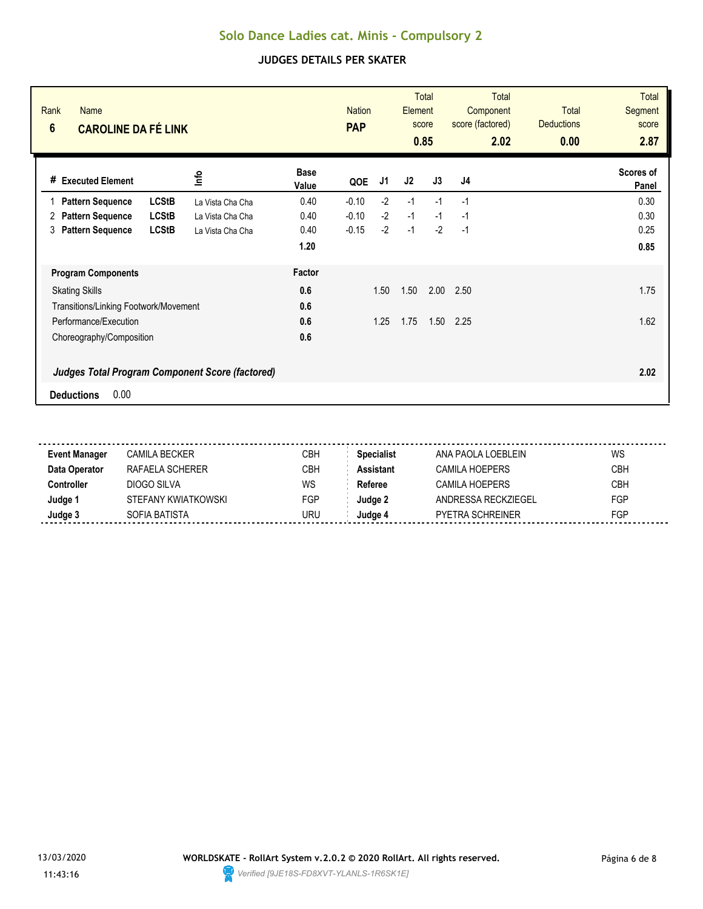# Solo Dance Ladies cat. Minis - Compulsory 2

## JUDGES DETAILS PER SKATER

| Rank | Name | Nation | Total Element score | Total Component score (factored) | Total Deductions | Total Segment score |
|---|---|---|---|---|---|---|
| 6 | **CAROLINE DA FÉ LINK** | **PAP** | **0.85** | **2.02** | **0.00** | **2.87** |

| # | Executed Element | | Info | Base Value | QOE | J1 | J2 | J3 | J4 | Scores of Panel |
|---|---|---|---|---|---|---|---|---|---|---|
| 1 | **Pattern Sequence** | **LCStB** | La Vista Cha Cha | 0.40 | -0.10 | -2 | -1 | -1 | -1 | 0.30 |
| 2 | **Pattern Sequence** | **LCStB** | La Vista Cha Cha | 0.40 | -0.10 | -2 | -1 | -1 | -1 | 0.30 |
| 3 | **Pattern Sequence** | **LCStB** | La Vista Cha Cha | 0.40 | -0.15 | -2 | -1 | -2 | -1 | 0.25 |
| | | | | **1.20** | | | | | | **0.85** |

| Program Components | Factor | J1 | J2 | J3 | J4 | |
|---|---|---|---|---|---|---|
| Skating Skills | **0.6** | 1.50 | 1.50 | 2.00 | 2.50 | 1.75 |
| Transitions/Linking Footwork/Movement | **0.6** | | | | | |
| Performance/Execution | **0.6** | 1.25 | 1.75 | 1.50 | 2.25 | 1.62 |
| Choreography/Composition | **0.6** | | | | | |
| ***Judges Total Program Component Score (factored)*** | | | | | | **2.02** |

**Deductions** 0.00

| | | | | | |
|---|---|---|---|---|---|
| **Event Manager** | CAMILA BECKER | CBH | **Specialist** | ANA PAOLA LOEBLEIN | WS |
| **Data Operator** | RAFAELA SCHERER | CBH | **Assistant** | CAMILA HOEPERS | CBH |
| **Controller** | DIOGO SILVA | WS | **Referee** | CAMILA HOEPERS | CBH |
| **Judge 1** | STEFANY KWIATKOWSKI | FGP | **Judge 2** | ANDRESSA RECKZIEGEL | FGP |
| **Judge 3** | SOFIA BATISTA | URU | **Judge 4** | PYETRA SCHREINER | FGP |

13/03/2020 11:43:16

**WORLDSKATE - RollArt System v.2.0.2 © 2020 RollArt. All rights reserved.**

*Verified [9JE18S-FD8XVT-YLANLS-1R6SK1E]*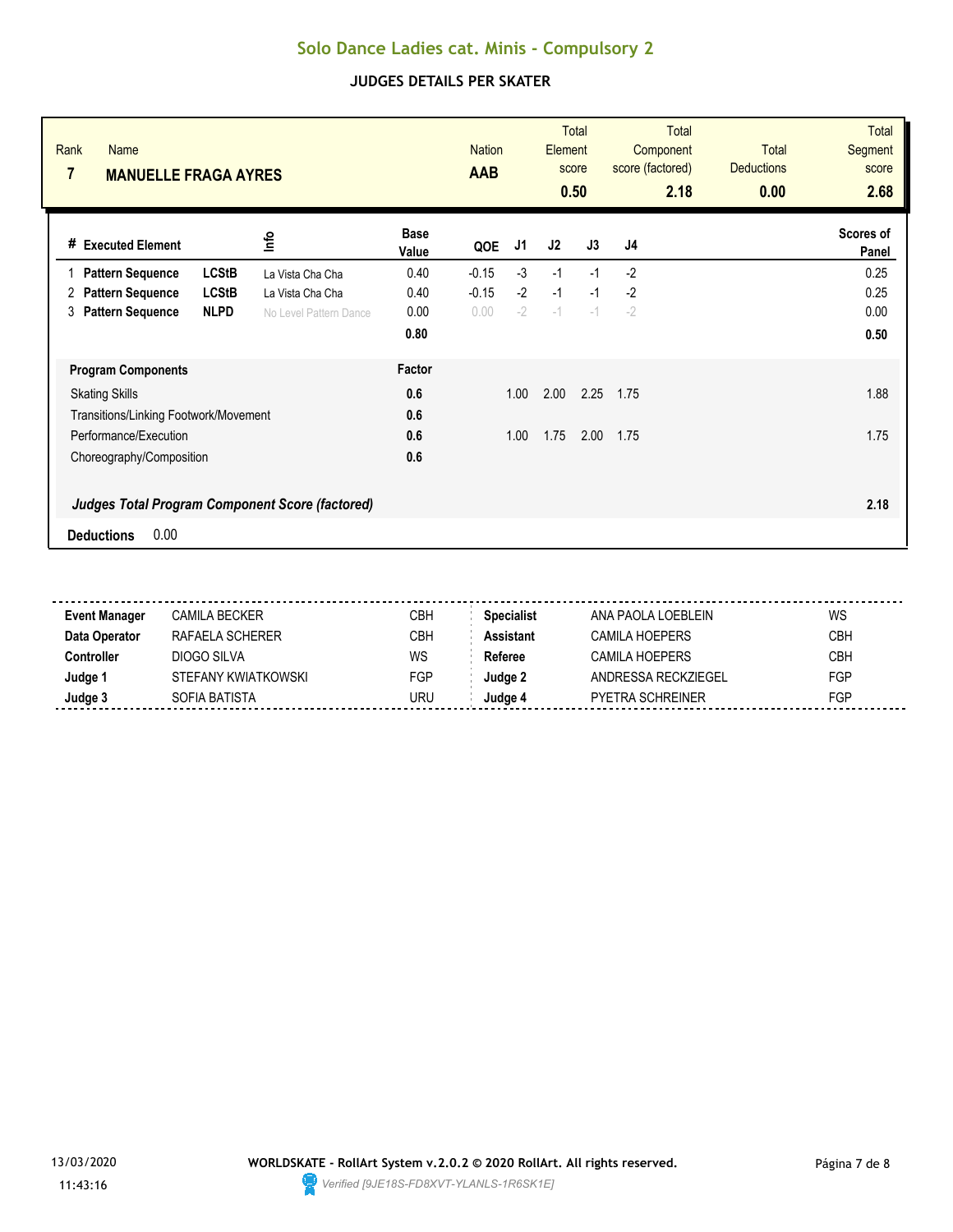# Solo Dance Ladies cat. Minis - Compulsory 2

## JUDGES DETAILS PER SKATER

| Rank | Name | Nation | Total Element score | Total Component score (factored) | Total Deductions | Total Segment score |
|---|---|---|---|---|---|---|
| 7 | **MANUELLE FRAGA AYRES** | **AAB** | **0.50** | **2.18** | **0.00** | **2.68** |

| # | Executed Element | | Info | Base Value | QOE | J1 | J2 | J3 | J4 | Scores of Panel |
|---|---|---|---|---|---|---|---|---|---|---|
| 1 | **Pattern Sequence** | **LCStB** | La Vista Cha Cha | 0.40 | -0.15 | -3 | -1 | -1 | -2 | 0.25 |
| 2 | **Pattern Sequence** | **LCStB** | La Vista Cha Cha | 0.40 | -0.15 | -2 | -1 | -1 | -2 | 0.25 |
| 3 | **Pattern Sequence** | **NLPD** | No Level Pattern Dance | 0.00 | 0.00 | -2 | -1 | -1 | -2 | 0.00 |
| | | | | **0.80** | | | | | | **0.50** |

| Program Components | Factor | J1 | J2 | J3 | J4 | Scores of Panel |
|---|---|---|---|---|---|---|
| Skating Skills | **0.6** | 1.00 | 2.00 | 2.25 | 1.75 | 1.88 |
| Transitions/Linking Footwork/Movement | **0.6** | | | | | |
| Performance/Execution | **0.6** | 1.00 | 1.75 | 2.00 | 1.75 | 1.75 |
| Choreography/Composition | **0.6** | | | | | |
| ***Judges Total Program Component Score (factored)*** | | | | | | **2.18** |

**Deductions** 0.00

| | | | | | |
|---|---|---|---|---|---|
| **Event Manager** | CAMILA BECKER | CBH | **Specialist** | ANA PAOLA LOEBLEIN | WS |
| **Data Operator** | RAFAELA SCHERER | CBH | **Assistant** | CAMILA HOEPERS | CBH |
| **Controller** | DIOGO SILVA | WS | **Referee** | CAMILA HOEPERS | CBH |
| **Judge 1** | STEFANY KWIATKOWSKI | FGP | **Judge 2** | ANDRESSA RECKZIEGEL | FGP |
| **Judge 3** | SOFIA BATISTA | URU | **Judge 4** | PYETRA SCHREINER | FGP |

13/03/2020
11:43:16

**WORLDSKATE - RollArt System v.2.0.2 © 2020 RollArt. All rights reserved.**
*Verified [9JE18S-FD8XVT-YLANLS-1R6SK1E]*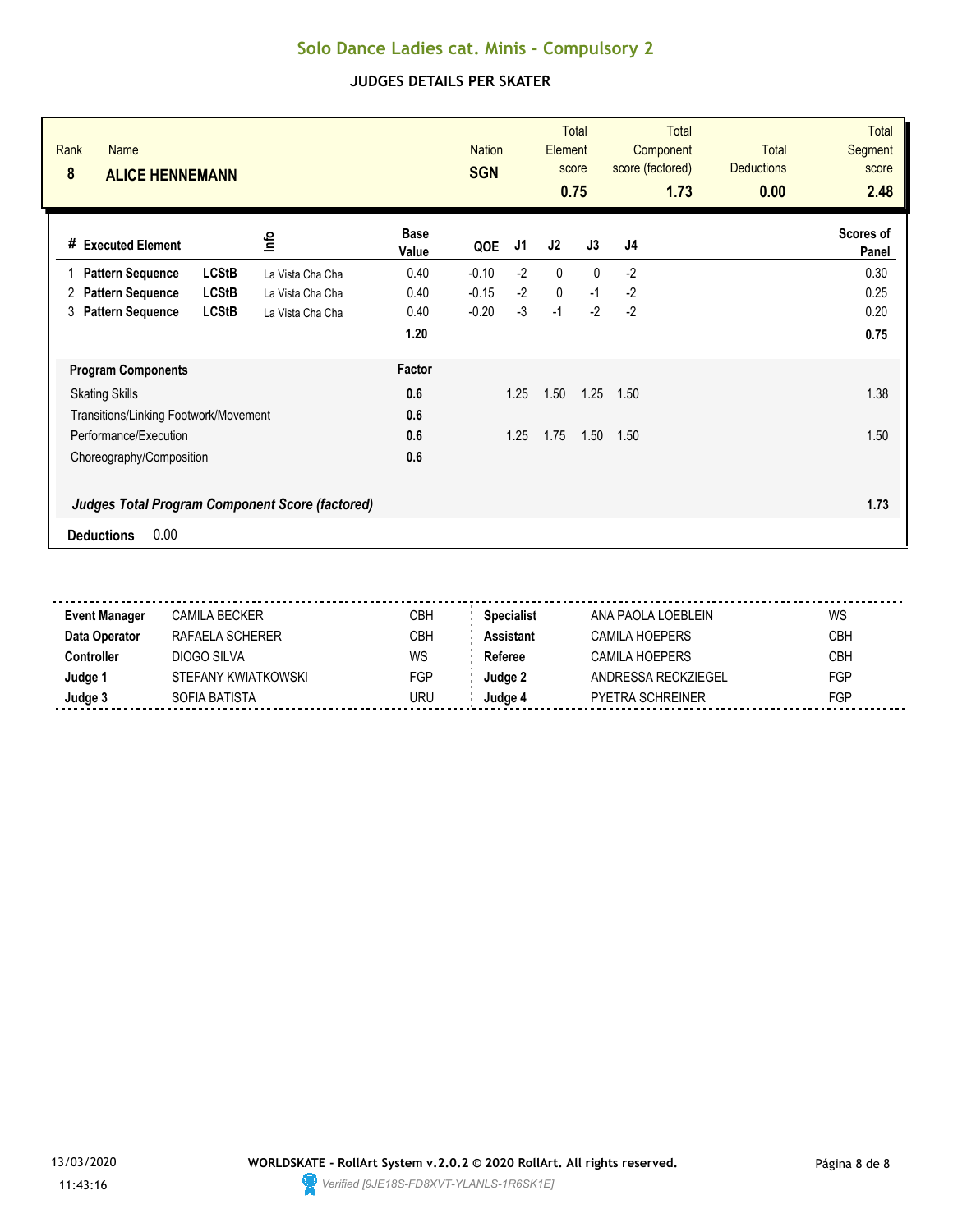# Solo Dance Ladies cat. Minis - Compulsory 2

## JUDGES DETAILS PER SKATER

| Rank | Name | Nation | Total Element score | Total Component score (factored) | Total Deductions | Total Segment score |
|---|---|---|---|---|---|---|
| 8 | **ALICE HENNEMANN** | **SGN** | **0.75** | **1.73** | **0.00** | **2.48** |

| # | Executed Element | | Info | Base Value | QOE | J1 | J2 | J3 | J4 | Scores of Panel |
|---|---|---|---|---|---|---|---|---|---|---|
| 1 | **Pattern Sequence** | **LCStB** | La Vista Cha Cha | 0.40 | -0.10 | -2 | 0 | 0 | -2 | 0.30 |
| 2 | **Pattern Sequence** | **LCStB** | La Vista Cha Cha | 0.40 | -0.15 | -2 | 0 | -1 | -2 | 0.25 |
| 3 | **Pattern Sequence** | **LCStB** | La Vista Cha Cha | 0.40 | -0.20 | -3 | -1 | -2 | -2 | 0.20 |
| | | | | **1.20** | | | | | | **0.75** |

| Program Components | Factor | J1 | J2 | J3 | J4 | |
|---|---|---|---|---|---|---|
| Skating Skills | **0.6** | 1.25 | 1.50 | 1.25 | 1.50 | 1.38 |
| Transitions/Linking Footwork/Movement | **0.6** | | | | | |
| Performance/Execution | **0.6** | 1.25 | 1.75 | 1.50 | 1.50 | 1.50 |
| Choreography/Composition | **0.6** | | | | | |
| ***Judges Total Program Component Score (factored)*** | | | | | | **1.73** |

**Deductions** 0.00

| | | | | | |
|---|---|---|---|---|---|
| **Event Manager** | CAMILA BECKER | CBH | **Specialist** | ANA PAOLA LOEBLEIN | WS |
| **Data Operator** | RAFAELA SCHERER | CBH | **Assistant** | CAMILA HOEPERS | CBH |
| **Controller** | DIOGO SILVA | WS | **Referee** | CAMILA HOEPERS | CBH |
| **Judge 1** | STEFANY KWIATKOWSKI | FGP | **Judge 2** | ANDRESSA RECKZIEGEL | FGP |
| **Judge 3** | SOFIA BATISTA | URU | **Judge 4** | PYETRA SCHREINER | FGP |

13/03/2020
11:43:16

**WORLDSKATE - RollArt System v.2.0.2 © 2020 RollArt. All rights reserved.**
*Verified [9JE18S-FD8XVT-YLANLS-1R6SK1E]*